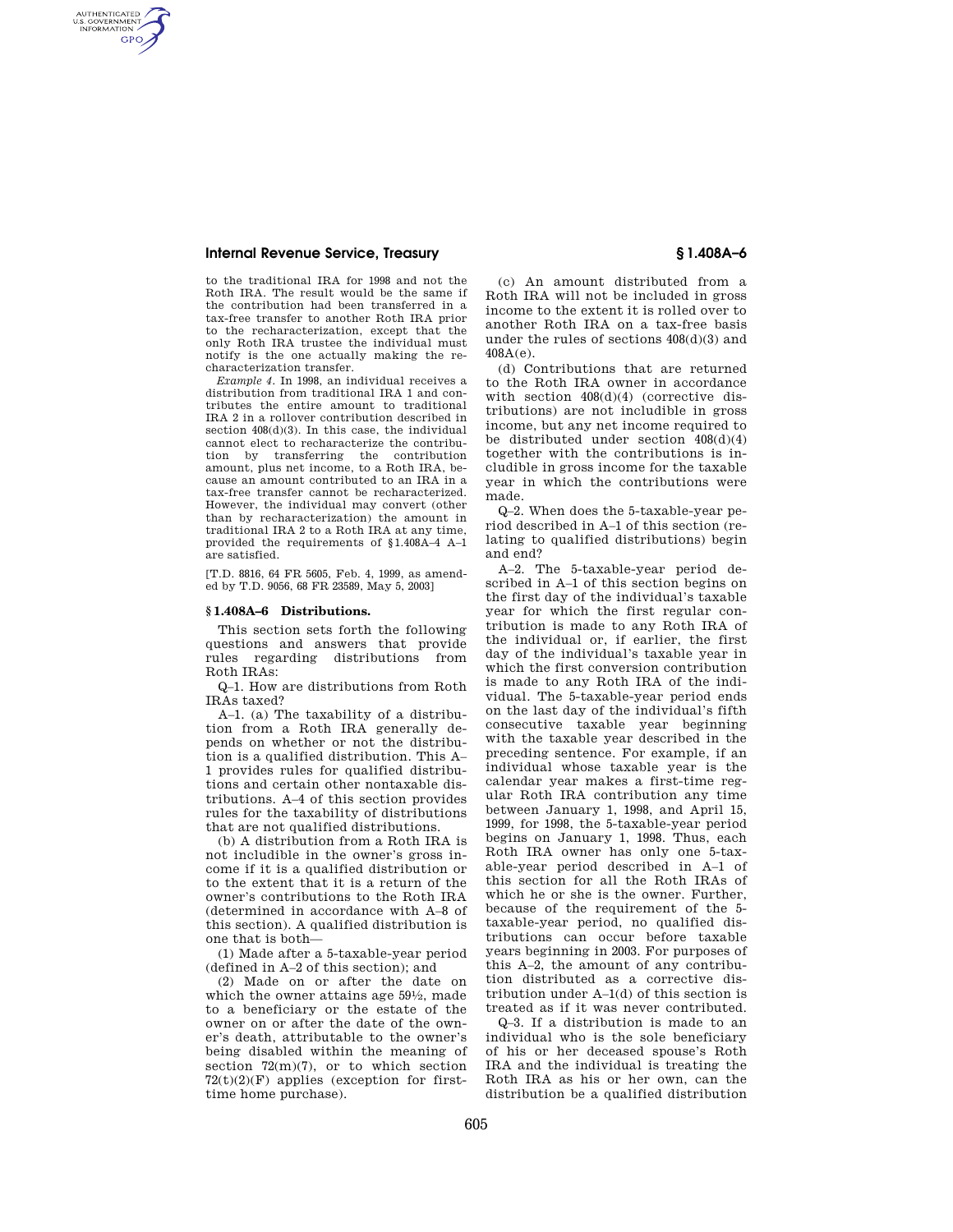to the traditional IRA for 1998 and not the Roth IRA. The result would be the same if the contribution had been transferred in a tax-free transfer to another Roth IRA prior to the recharacterization, except that the only Roth IRA trustee the individual must notify is the one actually making the recharacterization transfer.

*Example 4.* In 1998, an individual receives a distribution from traditional IRA 1 and contributes the entire amount to traditional IRA 2 in a rollover contribution described in section 408(d)(3). In this case, the individual cannot elect to recharacterize the contribution by transferring the contribution amount, plus net income, to a Roth IRA, because an amount contributed to an IRA in a tax-free transfer cannot be recharacterized. However, the individual may convert (other than by recharacterization) the amount in traditional IRA 2 to a Roth IRA at any time, provided the requirements of §1.408A–4 A–1 are satisfied.

[T.D. 8816, 64 FR 5605, Feb. 4, 1999, as amended by T.D. 9056, 68 FR 23589, May 5, 2003]

## §1.408A–6 Distributions.

This section sets forth the following questions and answers that provide rules regarding distributions from Roth IRAs:

Q–1. How are distributions from Roth IRAs taxed?

A–1. (a) The taxability of a distribution from a Roth IRA generally depends on whether or not the distribution is a qualified distribution. This A–1 provides rules for qualified distributions and certain other nontaxable distributions. A–4 of this section provides rules for the taxability of distributions that are not qualified distributions.

(b) A distribution from a Roth IRA is not includible in the owner's gross income if it is a qualified distribution or to the extent that it is a return of the owner's contributions to the Roth IRA (determined in accordance with A–8 of this section). A qualified distribution is one that is both—

(1) Made after a 5-taxable-year period (defined in A–2 of this section); and

(2) Made on or after the date on which the owner attains age 59½, made to a beneficiary or the estate of the owner on or after the date of the owner's death, attributable to the owner's being disabled within the meaning of section 72(m)(7), or to which section 72(t)(2)(F) applies (exception for first-time home purchase).

(c) An amount distributed from a Roth IRA will not be included in gross income to the extent it is rolled over to another Roth IRA on a tax-free basis under the rules of sections 408(d)(3) and 408A(e).

(d) Contributions that are returned to the Roth IRA owner in accordance with section 408(d)(4) (corrective distributions) are not includible in gross income, but any net income required to be distributed under section 408(d)(4) together with the contributions is includible in gross income for the taxable year in which the contributions were made.

Q–2. When does the 5-taxable-year period described in A–1 of this section (relating to qualified distributions) begin and end?

A–2. The 5-taxable-year period described in A–1 of this section begins on the first day of the individual's taxable year for which the first regular contribution is made to any Roth IRA of the individual or, if earlier, the first day of the individual's taxable year in which the first conversion contribution is made to any Roth IRA of the individual. The 5-taxable-year period ends on the last day of the individual's fifth consecutive taxable year beginning with the taxable year described in the preceding sentence. For example, if an individual whose taxable year is the calendar year makes a first-time regular Roth IRA contribution any time between January 1, 1998, and April 15, 1999, for 1998, the 5-taxable-year period begins on January 1, 1998. Thus, each Roth IRA owner has only one 5-taxable-year period described in A–1 of this section for all the Roth IRAs of which he or she is the owner. Further, because of the requirement of the 5-taxable-year period, no qualified distributions can occur before taxable years beginning in 2003. For purposes of this A–2, the amount of any contribution distributed as a corrective distribution under A–1(d) of this section is treated as if it was never contributed.

Q–3. If a distribution is made to an individual who is the sole beneficiary of his or her deceased spouse's Roth IRA and the individual is treating the Roth IRA as his or her own, can the distribution be a qualified distribution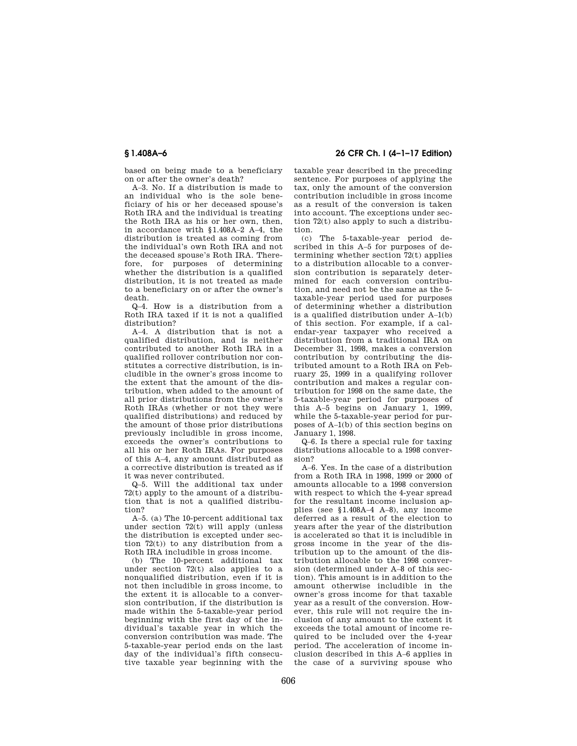based on being made to a beneficiary on or after the owner's death?

A–3. No. If a distribution is made to an individual who is the sole beneficiary of his or her deceased spouse's Roth IRA and the individual is treating the Roth IRA as his or her own, then, in accordance with §1.408A–2 A–4, the distribution is treated as coming from the individual's own Roth IRA and not the deceased spouse's Roth IRA. Therefore, for purposes of determining whether the distribution is a qualified distribution, it is not treated as made to a beneficiary on or after the owner's death.

Q–4. How is a distribution from a Roth IRA taxed if it is not a qualified distribution?

A–4. A distribution that is not a qualified distribution, and is neither contributed to another Roth IRA in a qualified rollover contribution nor constitutes a corrective distribution, is includible in the owner's gross income to the extent that the amount of the distribution, when added to the amount of all prior distributions from the owner's Roth IRAs (whether or not they were qualified distributions) and reduced by the amount of those prior distributions previously includible in gross income, exceeds the owner's contributions to all his or her Roth IRAs. For purposes of this A–4, any amount distributed as a corrective distribution is treated as if it was never contributed.

Q–5. Will the additional tax under 72(t) apply to the amount of a distribution that is not a qualified distribution?

A–5. (a) The 10-percent additional tax under section 72(t) will apply (unless the distribution is excepted under section 72(t)) to any distribution from a Roth IRA includible in gross income.

(b) The 10-percent additional tax under section 72(t) also applies to a nonqualified distribution, even if it is not then includible in gross income, to the extent it is allocable to a conversion contribution, if the distribution is made within the 5-taxable-year period beginning with the first day of the individual's taxable year in which the conversion contribution was made. The 5-taxable-year period ends on the last day of the individual's fifth consecutive taxable year beginning with the taxable year described in the preceding sentence. For purposes of applying the tax, only the amount of the conversion contribution includible in gross income as a result of the conversion is taken into account. The exceptions under section 72(t) also apply to such a distribution.

(c) The 5-taxable-year period described in this A–5 for purposes of determining whether section 72(t) applies to a distribution allocable to a conversion contribution is separately determined for each conversion contribution, and need not be the same as the 5-taxable-year period used for purposes of determining whether a distribution is a qualified distribution under A–1(b) of this section. For example, if a calendar-year taxpayer who received a distribution from a traditional IRA on December 31, 1998, makes a conversion contribution by contributing the distributed amount to a Roth IRA on February 25, 1999 in a qualifying rollover contribution and makes a regular contribution for 1998 on the same date, the 5-taxable-year period for purposes of this A–5 begins on January 1, 1999, while the 5-taxable-year period for purposes of A–1(b) of this section begins on January 1, 1998.

Q–6. Is there a special rule for taxing distributions allocable to a 1998 conversion?

A–6. Yes. In the case of a distribution from a Roth IRA in 1998, 1999 or 2000 of amounts allocable to a 1998 conversion with respect to which the 4-year spread for the resultant income inclusion applies (see §1.408A–4 A–8), any income deferred as a result of the election to years after the year of the distribution is accelerated so that it is includible in gross income in the year of the distribution up to the amount of the distribution allocable to the 1998 conversion (determined under A–8 of this section). This amount is in addition to the amount otherwise includible in the owner's gross income for that taxable year as a result of the conversion. However, this rule will not require the inclusion of any amount to the extent it exceeds the total amount of income required to be included over the 4-year period. The acceleration of income inclusion described in this A–6 applies in the case of a surviving spouse who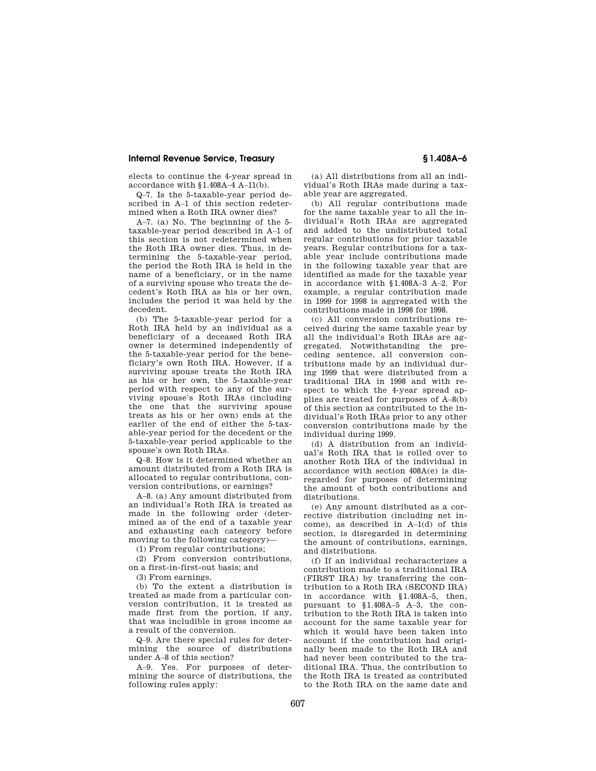elects to continue the 4-year spread in accordance with §1.408A–4 A–11(b).

Q–7. Is the 5-taxable-year period described in A–1 of this section redetermined when a Roth IRA owner dies?

A–7. (a) No. The beginning of the 5-taxable-year period described in A–1 of this section is not redetermined when the Roth IRA owner dies. Thus, in determining the 5-taxable-year period, the period the Roth IRA is held in the name of a beneficiary, or in the name of a surviving spouse who treats the decedent's Roth IRA as his or her own, includes the period it was held by the decedent.

(b) The 5-taxable-year period for a Roth IRA held by an individual as a beneficiary of a deceased Roth IRA owner is determined independently of the 5-taxable-year period for the beneficiary's own Roth IRA. However, if a surviving spouse treats the Roth IRA as his or her own, the 5-taxable-year period with respect to any of the surviving spouse's Roth IRAs (including the one that the surviving spouse treats as his or her own) ends at the earlier of the end of either the 5-taxable-year period for the decedent or the 5-taxable-year period applicable to the spouse's own Roth IRAs.

Q–8. How is it determined whether an amount distributed from a Roth IRA is allocated to regular contributions, conversion contributions, or earnings?

A–8. (a) Any amount distributed from an individual's Roth IRA is treated as made in the following order (determined as of the end of a taxable year and exhausting each category before moving to the following category)—

(1) From regular contributions;

(2) From conversion contributions, on a first-in-first-out basis; and

(3) From earnings.

(b) To the extent a distribution is treated as made from a particular conversion contribution, it is treated as made first from the portion, if any, that was includible in gross income as a result of the conversion.

Q–9. Are there special rules for determining the source of distributions under A–8 of this section?

A–9. Yes. For purposes of determining the source of distributions, the following rules apply:

(a) All distributions from all an individual's Roth IRAs made during a taxable year are aggregated.

(b) All regular contributions made for the same taxable year to all the individual's Roth IRAs are aggregated and added to the undistributed total regular contributions for prior taxable years. Regular contributions for a taxable year include contributions made in the following taxable year that are identified as made for the taxable year in accordance with §1.408A–3 A–2. For example, a regular contribution made in 1999 for 1998 is aggregated with the contributions made in 1998 for 1998.

(c) All conversion contributions received during the same taxable year by all the individual's Roth IRAs are aggregated. Notwithstanding the preceding sentence, all conversion contributions made by an individual during 1999 that were distributed from a traditional IRA in 1998 and with respect to which the 4-year spread applies are treated for purposes of A–8(b) of this section as contributed to the individual's Roth IRAs prior to any other conversion contributions made by the individual during 1999.

(d) A distribution from an individual's Roth IRA that is rolled over to another Roth IRA of the individual in accordance with section 408A(e) is disregarded for purposes of determining the amount of both contributions and distributions.

(e) Any amount distributed as a corrective distribution (including net income), as described in A–1(d) of this section, is disregarded in determining the amount of contributions, earnings, and distributions.

(f) If an individual recharacterizes a contribution made to a traditional IRA (FIRST IRA) by transferring the contribution to a Roth IRA (SECOND IRA) in accordance with §1.408A–5, then, pursuant to §1.408A–5 A–3, the contribution to the Roth IRA is taken into account for the same taxable year for which it would have been taken into account if the contribution had originally been made to the Roth IRA and had never been contributed to the traditional IRA. Thus, the contribution to the Roth IRA is treated as contributed to the Roth IRA on the same date and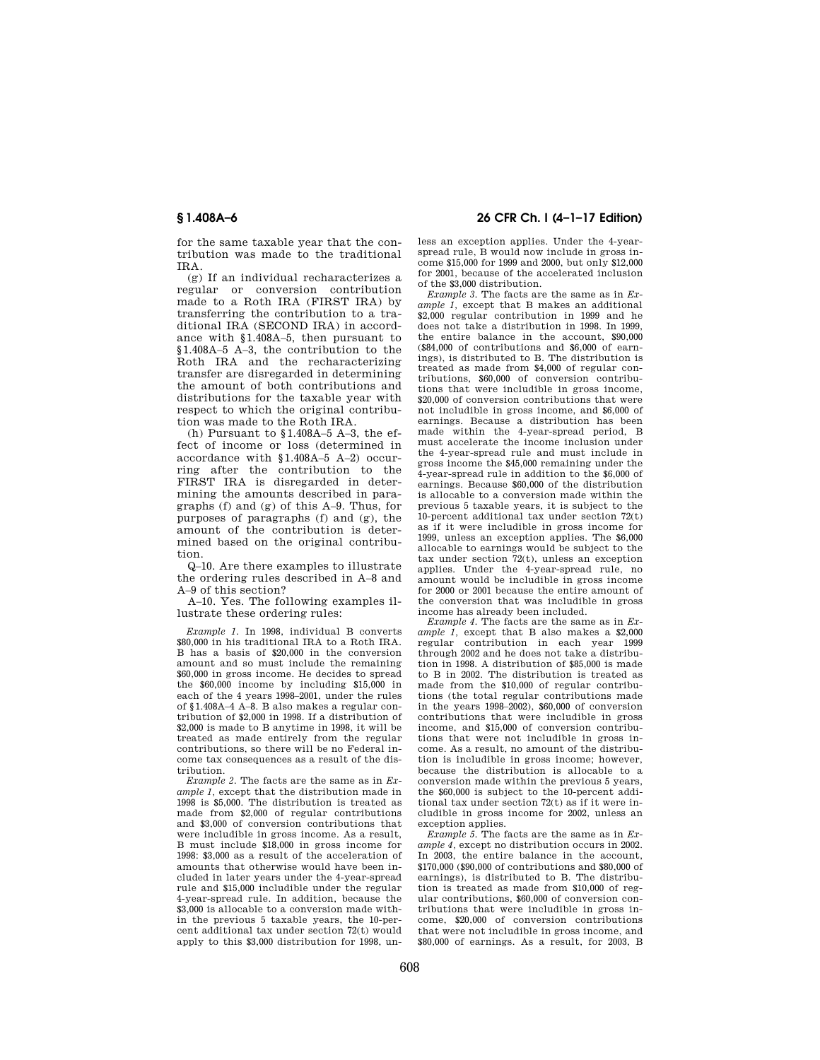for the same taxable year that the contribution was made to the traditional IRA.

(g) If an individual recharacterizes a regular or conversion contribution made to a Roth IRA (FIRST IRA) by transferring the contribution to a traditional IRA (SECOND IRA) in accordance with §1.408A–5, then pursuant to §1.408A–5 A–3, the contribution to the Roth IRA and the recharacterizing transfer are disregarded in determining the amount of both contributions and distributions for the taxable year with respect to which the original contribution was made to the Roth IRA.

(h) Pursuant to §1.408A–5 A–3, the effect of income or loss (determined in accordance with §1.408A–5 A–2) occurring after the contribution to the FIRST IRA is disregarded in determining the amounts described in paragraphs (f) and (g) of this A–9. Thus, for purposes of paragraphs (f) and (g), the amount of the contribution is determined based on the original contribution.

Q–10. Are there examples to illustrate the ordering rules described in A–8 and A–9 of this section?

A–10. Yes. The following examples illustrate these ordering rules:

*Example 1.* In 1998, individual B converts $80,000 in his traditional IRA to a Roth IRA. B has a basis of $20,000 in the conversion amount and so must include the remaining $60,000 in gross income. He decides to spread the $60,000 income by including $15,000 in each of the 4 years 1998–2001, under the rules of §1.408A–4 A–8. B also makes a regular contribution of $2,000 in 1998. If a distribution of $2,000 is made to B anytime in 1998, it will be treated as made entirely from the regular contributions, so there will be no Federal income tax consequences as a result of the distribution.

*Example 2.* The facts are the same as in *Example 1*, except that the distribution made in 1998 is $5,000. The distribution is treated as made from $2,000 of regular contributions and $3,000 of conversion contributions that were includible in gross income. As a result, B must include $18,000 in gross income for 1998: $3,000 as a result of the acceleration of amounts that otherwise would have been included in later years under the 4-year-spread rule and $15,000 includible under the regular 4-year-spread rule. In addition, because the $3,000 is allocable to a conversion made within the previous 5 taxable years, the 10-percent additional tax under section 72(t) would apply to this $3,000 distribution for 1998, unless an exception applies. Under the 4-year-spread rule, B would now include in gross income $15,000 for 1999 and 2000, but only $12,000 for 2001, because of the accelerated inclusion of the $3,000 distribution.

*Example 3.* The facts are the same as in *Example 1*, except that B makes an additional $2,000 regular contribution in 1999 and he does not take a distribution in 1998. In 1999, the entire balance in the account, $90,000 ($84,000 of contributions and $6,000 of earnings), is distributed to B. The distribution is treated as made from $4,000 of regular contributions, $60,000 of conversion contributions that were includible in gross income, $20,000 of conversion contributions that were not includible in gross income, and $6,000 of earnings. Because a distribution has been made within the 4-year-spread period, B must accelerate the income inclusion under the 4-year-spread rule and must include in gross income the $45,000 remaining under the 4-year-spread rule in addition to the $6,000 of earnings. Because $60,000 of the distribution is allocable to a conversion made within the previous 5 taxable years, it is subject to the 10-percent additional tax under section 72(t) as if it were includible in gross income for 1999, unless an exception applies. The $6,000 allocable to earnings would be subject to the tax under section 72(t), unless an exception applies. Under the 4-year-spread rule, no amount would be includible in gross income for 2000 or 2001 because the entire amount of the conversion that was includible in gross income has already been included.

*Example 4.* The facts are the same as in *Example 1*, except that B also makes a $2,000 regular contribution in each year 1999 through 2002 and he does not take a distribution in 1998. A distribution of $85,000 is made to B in 2002. The distribution is treated as made from the $10,000 of regular contributions (the total regular contributions made in the years 1998–2002), $60,000 of conversion contributions that were includible in gross income, and $15,000 of conversion contributions that were not includible in gross income. As a result, no amount of the distribution is includible in gross income; however, because the distribution is allocable to a conversion made within the previous 5 years, the $60,000 is subject to the 10-percent additional tax under section 72(t) as if it were includible in gross income for 2002, unless an exception applies.

*Example 5.* The facts are the same as in *Example 4*, except no distribution occurs in 2002. In 2003, the entire balance in the account, $170,000 ($90,000 of contributions and $80,000 of earnings), is distributed to B. The distribution is treated as made from $10,000 of regular contributions, $60,000 of conversion contributions that were includible in gross income, $20,000 of conversion contributions that were not includible in gross income, and $80,000 of earnings. As a result, for 2003, B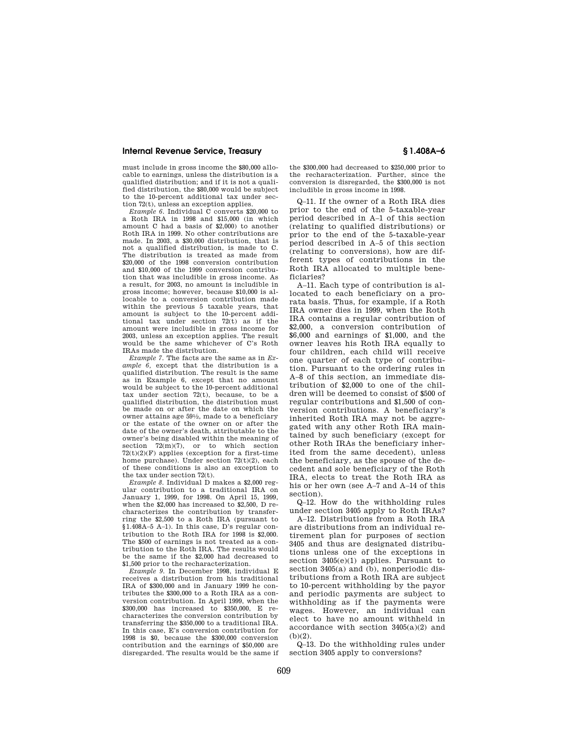must include in gross income the $80,000 allocable to earnings, unless the distribution is a qualified distribution; and if it is not a qualified distribution, the $80,000 would be subject to the 10-percent additional tax under section 72(t), unless an exception applies.

*Example 6*. Individual C converts $20,000 to a Roth IRA in 1998 and $15,000 (in which amount C had a basis of $2,000) to another Roth IRA in 1999. No other contributions are made. In 2003, a $30,000 distribution, that is not a qualified distribution, is made to C. The distribution is treated as made from $20,000 of the 1998 conversion contribution and $10,000 of the 1999 conversion contribution that was includible in gross income. As a result, for 2003, no amount is includible in gross income; however, because $10,000 is allocable to a conversion contribution made within the previous 5 taxable years, that amount is subject to the 10-percent additional tax under section 72(t) as if the amount were includible in gross income for 2003, unless an exception applies. The result would be the same whichever of C's Roth IRAs made the distribution.

*Example 7*. The facts are the same as in *Example 6*, except that the distribution is a qualified distribution. The result is the same as in Example 6, except that no amount would be subject to the 10-percent additional tax under section 72(t), because, to be a qualified distribution, the distribution must be made on or after the date on which the owner attains age 59½, made to a beneficiary or the estate of the owner on or after the date of the owner's death, attributable to the owner's being disabled within the meaning of section 72(m)(7), or to which section 72(t)(2)(F) applies (exception for a first-time home purchase). Under section 72(t)(2), each of these conditions is also an exception to the tax under section 72(t).

*Example 8*. Individual D makes a $2,000 regular contribution to a traditional IRA on January 1, 1999, for 1998. On April 15, 1999, when the $2,000 has increased to $2,500, D recharacterizes the contribution by transferring the $2,500 to a Roth IRA (pursuant to §1.408A–5 A–1). In this case, D's regular contribution to the Roth IRA for 1998 is $2,000. The $500 of earnings is not treated as a contribution to the Roth IRA. The results would be the same if the $2,000 had decreased to $1,500 prior to the recharacterization.

*Example 9*. In December 1998, individual E receives a distribution from his traditional IRA of $300,000 and in January 1999 he contributes the $300,000 to a Roth IRA as a conversion contribution. In April 1999, when the $300,000 has increased to $350,000, E recharacterizes the conversion contribution by transferring the $350,000 to a traditional IRA. In this case, E's conversion contribution for 1998 is $0, because the $300,000 conversion contribution and the earnings of $50,000 are disregarded. The results would be the same if the $300,000 had decreased to $250,000 prior to the recharacterization. Further, since the conversion is disregarded, the $300,000 is not includible in gross income in 1998.

Q–11. If the owner of a Roth IRA dies prior to the end of the 5-taxable-year period described in A–1 of this section (relating to qualified distributions) or prior to the end of the 5-taxable-year period described in A–5 of this section (relating to conversions), how are different types of contributions in the Roth IRA allocated to multiple beneficiaries?

A–11. Each type of contribution is allocated to each beneficiary on a pro-rata basis. Thus, for example, if a Roth IRA owner dies in 1999, when the Roth IRA contains a regular contribution of $2,000, a conversion contribution of $6,000 and earnings of $1,000, and the owner leaves his Roth IRA equally to four children, each child will receive one quarter of each type of contribution. Pursuant to the ordering rules in A–8 of this section, an immediate distribution of $2,000 to one of the children will be deemed to consist of $500 of regular contributions and $1,500 of conversion contributions. A beneficiary's inherited Roth IRA may not be aggregated with any other Roth IRA maintained by such beneficiary (except for other Roth IRAs the beneficiary inherited from the same decedent), unless the beneficiary, as the spouse of the decedent and sole beneficiary of the Roth IRA, elects to treat the Roth IRA as his or her own (see A–7 and A–14 of this section).

Q–12. How do the withholding rules under section 3405 apply to Roth IRAs?

A–12. Distributions from a Roth IRA are distributions from an individual retirement plan for purposes of section 3405 and thus are designated distributions unless one of the exceptions in section 3405(e)(1) applies. Pursuant to section 3405(a) and (b), nonperiodic distributions from a Roth IRA are subject to 10-percent withholding by the payor and periodic payments are subject to withholding as if the payments were wages. However, an individual can elect to have no amount withheld in accordance with section 3405(a)(2) and (b)(2).

Q–13. Do the withholding rules under section 3405 apply to conversions?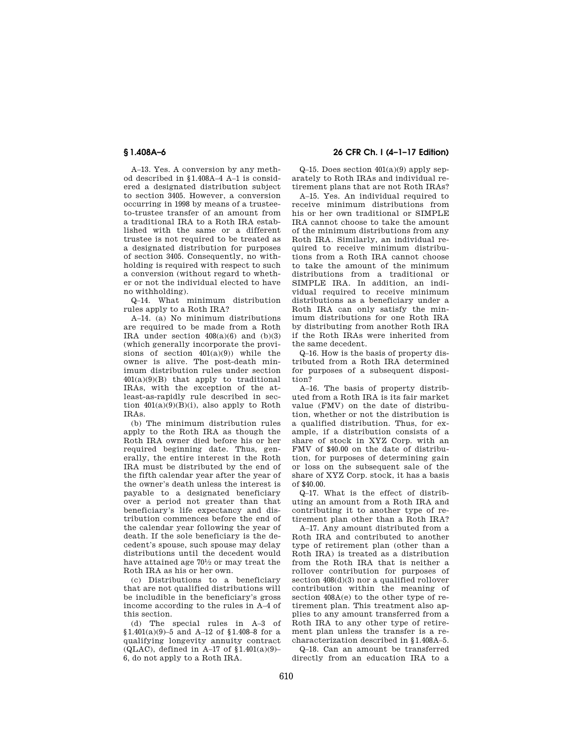A–13. Yes. A conversion by any method described in §1.408A–4 A–1 is considered a designated distribution subject to section 3405. However, a conversion occurring in 1998 by means of a trustee-to-trustee transfer of an amount from a traditional IRA to a Roth IRA established with the same or a different trustee is not required to be treated as a designated distribution for purposes of section 3405. Consequently, no withholding is required with respect to such a conversion (without regard to whether or not the individual elected to have no withholding).

Q–14. What minimum distribution rules apply to a Roth IRA?

A–14. (a) No minimum distributions are required to be made from a Roth IRA under section 408(a)(6) and (b)(3) (which generally incorporate the provisions of section 401(a)(9)) while the owner is alive. The post-death minimum distribution rules under section 401(a)(9)(B) that apply to traditional IRAs, with the exception of the at-least-as-rapidly rule described in section 401(a)(9)(B)(i), also apply to Roth IRAs.

(b) The minimum distribution rules apply to the Roth IRA as though the Roth IRA owner died before his or her required beginning date. Thus, generally, the entire interest in the Roth IRA must be distributed by the end of the fifth calendar year after the year of the owner's death unless the interest is payable to a designated beneficiary over a period not greater than that beneficiary's life expectancy and distribution commences before the end of the calendar year following the year of death. If the sole beneficiary is the decedent's spouse, such spouse may delay distributions until the decedent would have attained age 70½ or may treat the Roth IRA as his or her own.

(c) Distributions to a beneficiary that are not qualified distributions will be includible in the beneficiary's gross income according to the rules in A–4 of this section.

(d) The special rules in A–3 of §1.401(a)(9)–5 and A–12 of §1.408–8 for a qualifying longevity annuity contract (QLAC), defined in A–17 of §1.401(a)(9)–6, do not apply to a Roth IRA.

Q–15. Does section 401(a)(9) apply separately to Roth IRAs and individual retirement plans that are not Roth IRAs?

A–15. Yes. An individual required to receive minimum distributions from his or her own traditional or SIMPLE IRA cannot choose to take the amount of the minimum distributions from any Roth IRA. Similarly, an individual required to receive minimum distributions from a Roth IRA cannot choose to take the amount of the minimum distributions from a traditional or SIMPLE IRA. In addition, an individual required to receive minimum distributions as a beneficiary under a Roth IRA can only satisfy the minimum distributions for one Roth IRA by distributing from another Roth IRA if the Roth IRAs were inherited from the same decedent.

Q–16. How is the basis of property distributed from a Roth IRA determined for purposes of a subsequent disposition?

A–16. The basis of property distributed from a Roth IRA is its fair market value (FMV) on the date of distribution, whether or not the distribution is a qualified distribution. Thus, for example, if a distribution consists of a share of stock in XYZ Corp. with an FMV of $40.00 on the date of distribution, for purposes of determining gain or loss on the subsequent sale of the share of XYZ Corp. stock, it has a basis of $40.00.

Q–17. What is the effect of distributing an amount from a Roth IRA and contributing it to another type of retirement plan other than a Roth IRA?

A–17. Any amount distributed from a Roth IRA and contributed to another type of retirement plan (other than a Roth IRA) is treated as a distribution from the Roth IRA that is neither a rollover contribution for purposes of section 408(d)(3) nor a qualified rollover contribution within the meaning of section 408A(e) to the other type of retirement plan. This treatment also applies to any amount transferred from a Roth IRA to any other type of retirement plan unless the transfer is a recharacterization described in §1.408A–5.

Q–18. Can an amount be transferred directly from an education IRA to a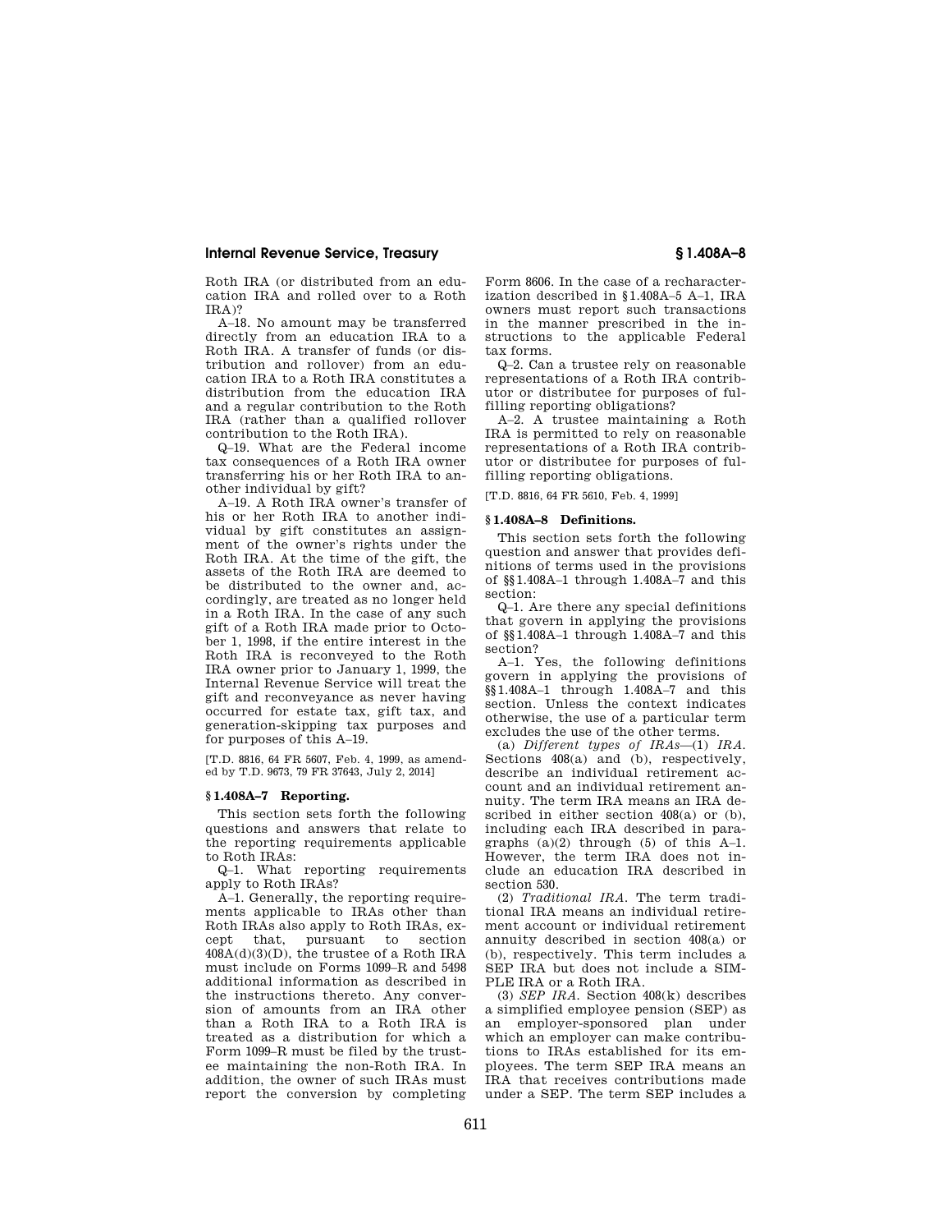Roth IRA (or distributed from an education IRA and rolled over to a Roth IRA)?

A–18. No amount may be transferred directly from an education IRA to a Roth IRA. A transfer of funds (or distribution and rollover) from an education IRA to a Roth IRA constitutes a distribution from the education IRA and a regular contribution to the Roth IRA (rather than a qualified rollover contribution to the Roth IRA).

Q–19. What are the Federal income tax consequences of a Roth IRA owner transferring his or her Roth IRA to another individual by gift?

A–19. A Roth IRA owner's transfer of his or her Roth IRA to another individual by gift constitutes an assignment of the owner's rights under the Roth IRA. At the time of the gift, the assets of the Roth IRA are deemed to be distributed to the owner and, accordingly, are treated as no longer held in a Roth IRA. In the case of any such gift of a Roth IRA made prior to October 1, 1998, if the entire interest in the Roth IRA is reconveyed to the Roth IRA owner prior to January 1, 1999, the Internal Revenue Service will treat the gift and reconveyance as never having occurred for estate tax, gift tax, and generation-skipping tax purposes and for purposes of this A–19.

[T.D. 8816, 64 FR 5607, Feb. 4, 1999, as amended by T.D. 9673, 79 FR 37643, July 2, 2014]

## § 1.408A–7 Reporting.

This section sets forth the following questions and answers that relate to the reporting requirements applicable to Roth IRAs:

Q–1. What reporting requirements apply to Roth IRAs?

A–1. Generally, the reporting requirements applicable to IRAs other than Roth IRAs also apply to Roth IRAs, except that, pursuant to section 408A(d)(3)(D), the trustee of a Roth IRA must include on Forms 1099–R and 5498 additional information as described in the instructions thereto. Any conversion of amounts from an IRA other than a Roth IRA to a Roth IRA is treated as a distribution for which a Form 1099–R must be filed by the trustee maintaining the non-Roth IRA. In addition, the owner of such IRAs must report the conversion by completing Form 8606. In the case of a recharacterization described in §1.408A–5 A–1, IRA owners must report such transactions in the manner prescribed in the instructions to the applicable Federal tax forms.

Q–2. Can a trustee rely on reasonable representations of a Roth IRA contributor or distributee for purposes of fulfilling reporting obligations?

A–2. A trustee maintaining a Roth IRA is permitted to rely on reasonable representations of a Roth IRA contributor or distributee for purposes of fulfilling reporting obligations.

[T.D. 8816, 64 FR 5610, Feb. 4, 1999]

## § 1.408A–8 Definitions.

This section sets forth the following question and answer that provides definitions of terms used in the provisions of §§1.408A–1 through 1.408A–7 and this section:

Q–1. Are there any special definitions that govern in applying the provisions of §§1.408A–1 through 1.408A–7 and this section?

A–1. Yes, the following definitions govern in applying the provisions of §§1.408A–1 through 1.408A–7 and this section. Unless the context indicates otherwise, the use of a particular term excludes the use of the other terms.

(a) *Different types of IRAs*—(1) *IRA*. Sections 408(a) and (b), respectively, describe an individual retirement account and an individual retirement annuity. The term IRA means an IRA described in either section 408(a) or (b), including each IRA described in paragraphs (a)(2) through (5) of this A–1. However, the term IRA does not include an education IRA described in section 530.

(2) *Traditional IRA*. The term traditional IRA means an individual retirement account or individual retirement annuity described in section 408(a) or (b), respectively. This term includes a SEP IRA but does not include a SIMPLE IRA or a Roth IRA.

(3) *SEP IRA*. Section 408(k) describes a simplified employee pension (SEP) as an employer-sponsored plan under which an employer can make contributions to IRAs established for its employees. The term SEP IRA means an IRA that receives contributions made under a SEP. The term SEP includes a